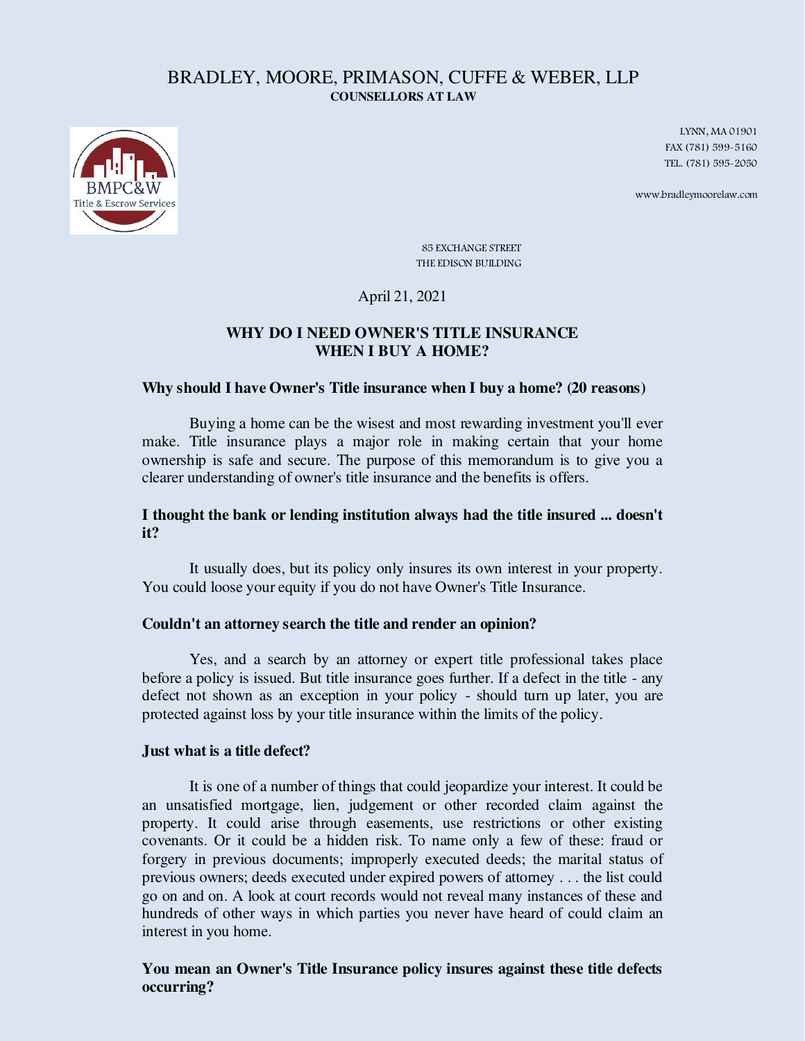# BRADLEY, MOORE, PRIMASON, CUFFE & WEBER, LLP

**COUNSELLORS AT LAW**

BMPC&W
Title & Escrow Services

LYNN, MA 01901
FAX (781) 599-5160
TEL. (781) 595-2050

www.bradleymoorelaw.com

85 EXCHANGE STREET
THE EDISON BUILDING

April 21, 2021

## WHY DO I NEED OWNER'S TITLE INSURANCE WHEN I BUY A HOME?

### Why should I have Owner's Title insurance when I buy a home? (20 reasons)

Buying a home can be the wisest and most rewarding investment you'll ever make. Title insurance plays a major role in making certain that your home ownership is safe and secure. The purpose of this memorandum is to give you a clearer understanding of owner's title insurance and the benefits is offers.

### I thought the bank or lending institution always had the title insured ... doesn't it?

It usually does, but its policy only insures its own interest in your property. You could loose your equity if you do not have Owner's Title Insurance.

### Couldn't an attorney search the title and render an opinion?

Yes, and a search by an attorney or expert title professional takes place before a policy is issued. But title insurance goes further. If a defect in the title - any defect not shown as an exception in your policy - should turn up later, you are protected against loss by your title insurance within the limits of the policy.

### Just what is a title defect?

It is one of a number of things that could jeopardize your interest. It could be an unsatisfied mortgage, lien, judgement or other recorded claim against the property. It could arise through easements, use restrictions or other existing covenants. Or it could be a hidden risk. To name only a few of these: fraud or forgery in previous documents; improperly executed deeds; the marital status of previous owners; deeds executed under expired powers of attorney . . . the list could go on and on. A look at court records would not reveal many instances of these and hundreds of other ways in which parties you never have heard of could claim an interest in you home.

### You mean an Owner's Title Insurance policy insures against these title defects occurring?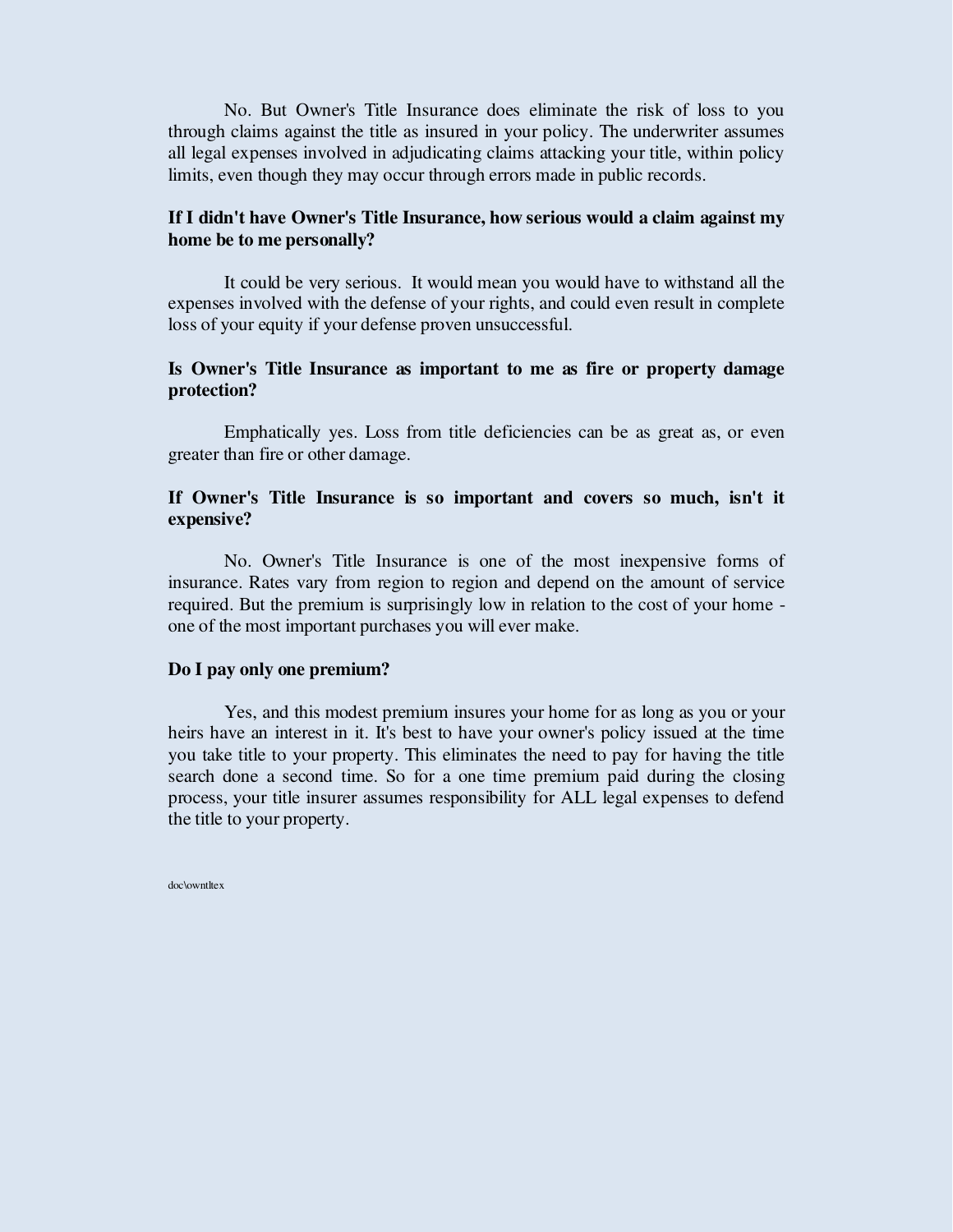No. But Owner's Title Insurance does eliminate the risk of loss to you through claims against the title as insured in your policy. The underwriter assumes all legal expenses involved in adjudicating claims attacking your title, within policy limits, even though they may occur through errors made in public records.

**If I didn't have Owner's Title Insurance, how serious would a claim against my home be to me personally?**

It could be very serious. It would mean you would have to withstand all the expenses involved with the defense of your rights, and could even result in complete loss of your equity if your defense proven unsuccessful.

**Is Owner's Title Insurance as important to me as fire or property damage protection?**

Emphatically yes. Loss from title deficiencies can be as great as, or even greater than fire or other damage.

**If Owner's Title Insurance is so important and covers so much, isn't it expensive?**

No. Owner's Title Insurance is one of the most inexpensive forms of insurance. Rates vary from region to region and depend on the amount of service required. But the premium is surprisingly low in relation to the cost of your home - one of the most important purchases you will ever make.

**Do I pay only one premium?**

Yes, and this modest premium insures your home for as long as you or your heirs have an interest in it. It's best to have your owner's policy issued at the time you take title to your property. This eliminates the need to pay for having the title search done a second time. So for a one time premium paid during the closing process, your title insurer assumes responsibility for ALL legal expenses to defend the title to your property.

doc\owntltex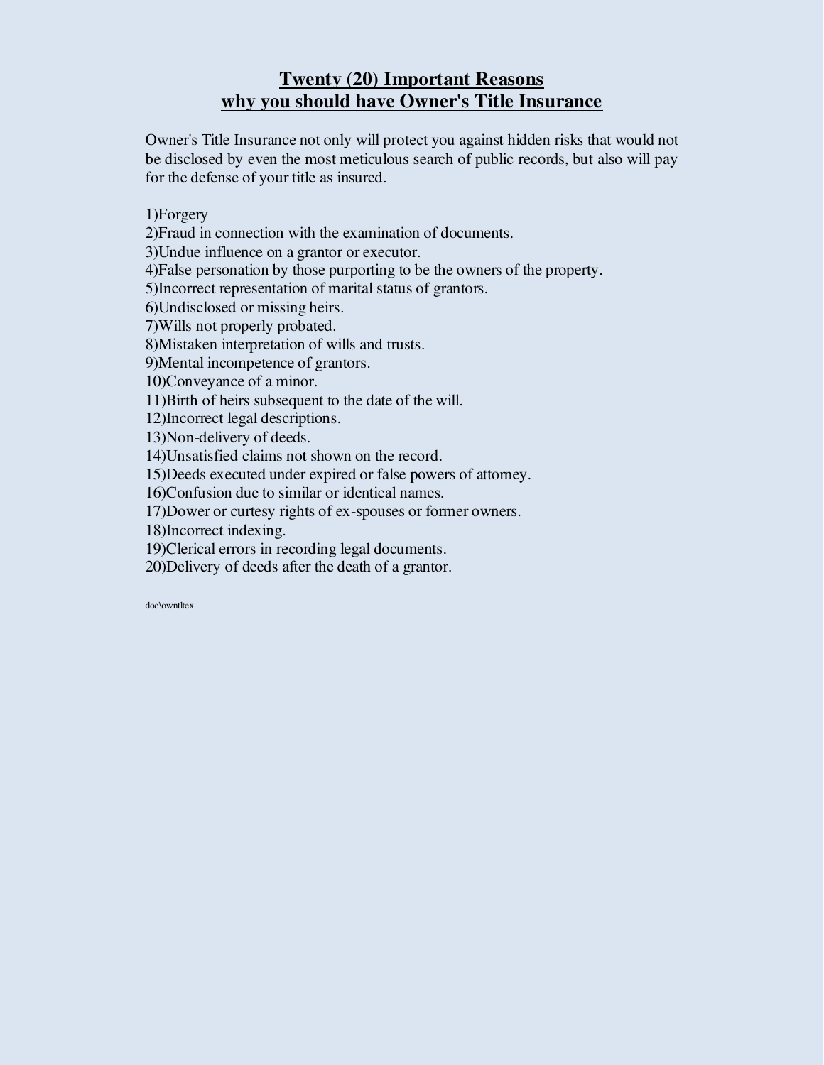# Twenty (20) Important Reasons why you should have Owner's Title Insurance

Owner's Title Insurance not only will protect you against hidden risks that would not be disclosed by even the most meticulous search of public records, but also will pay for the defense of your title as insured.

1)Forgery
2)Fraud in connection with the examination of documents.
3)Undue influence on a grantor or executor.
4)False personation by those purporting to be the owners of the property.
5)Incorrect representation of marital status of grantors.
6)Undisclosed or missing heirs.
7)Wills not properly probated.
8)Mistaken interpretation of wills and trusts.
9)Mental incompetence of grantors.
10)Conveyance of a minor.
11)Birth of heirs subsequent to the date of the will.
12)Incorrect legal descriptions.
13)Non-delivery of deeds.
14)Unsatisfied claims not shown on the record.
15)Deeds executed under expired or false powers of attorney.
16)Confusion due to similar or identical names.
17)Dower or curtesy rights of ex-spouses or former owners.
18)Incorrect indexing.
19)Clerical errors in recording legal documents.
20)Delivery of deeds after the death of a grantor.

doc\owntltex